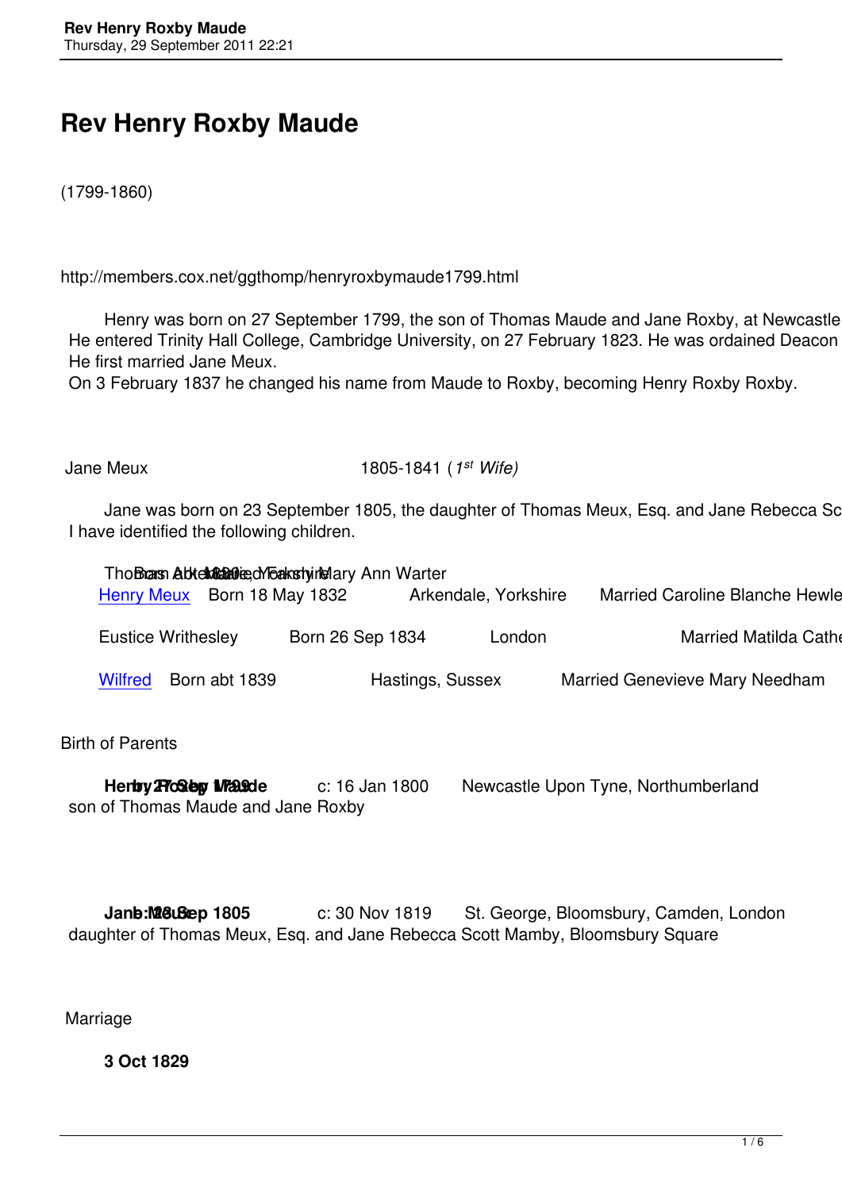# Rev Henry Roxby Maude

(1799-1860)

http://members.cox.net/ggthomp/henryroxbymaude1799.html

Henry was born on 27 September 1799, the son of Thomas Maude and Jane Roxby, at Newcastle
He entered Trinity Hall College, Cambridge University, on 27 February 1823. He was ordained Deacon
He first married Jane Meux.
On 3 February 1837 he changed his name from Maude to Roxby, becoming Henry Roxby Roxby.

Jane Meux 1805-1841 (*1st Wife)*

Jane was born on 23 September 1805, the daughter of Thomas Meux, Esq. and Jane Rebecca Sc
I have identified the following children.

| | | | |
|---|---|---|---|
| Thomas | Born abt 1830 | Arkendale, Yorkshire | Married Mary Ann Warter |
| Henry Meux | Born 18 May 1832 | Arkendale, Yorkshire | Married Caroline Blanche Hewle |
| Eustice Writhesley | Born 26 Sep 1834 | London | Married Matilda Cathe |
| Wilfred | Born abt 1839 | Hastings, Sussex | Married Genevieve Mary Needham |

Birth of Parents

**Henry Roxby Maude** b: 27 Sep 1799 c: 16 Jan 1800 Newcastle Upon Tyne, Northumberland
son of Thomas Maude and Jane Roxby

**Jane Meux** b: 23 Sep 1805 c: 30 Nov 1819 St. George, Bloomsbury, Camden, London
daughter of Thomas Meux, Esq. and Jane Rebecca Scott Mamby, Bloomsbury Square

Marriage

**3 Oct 1829**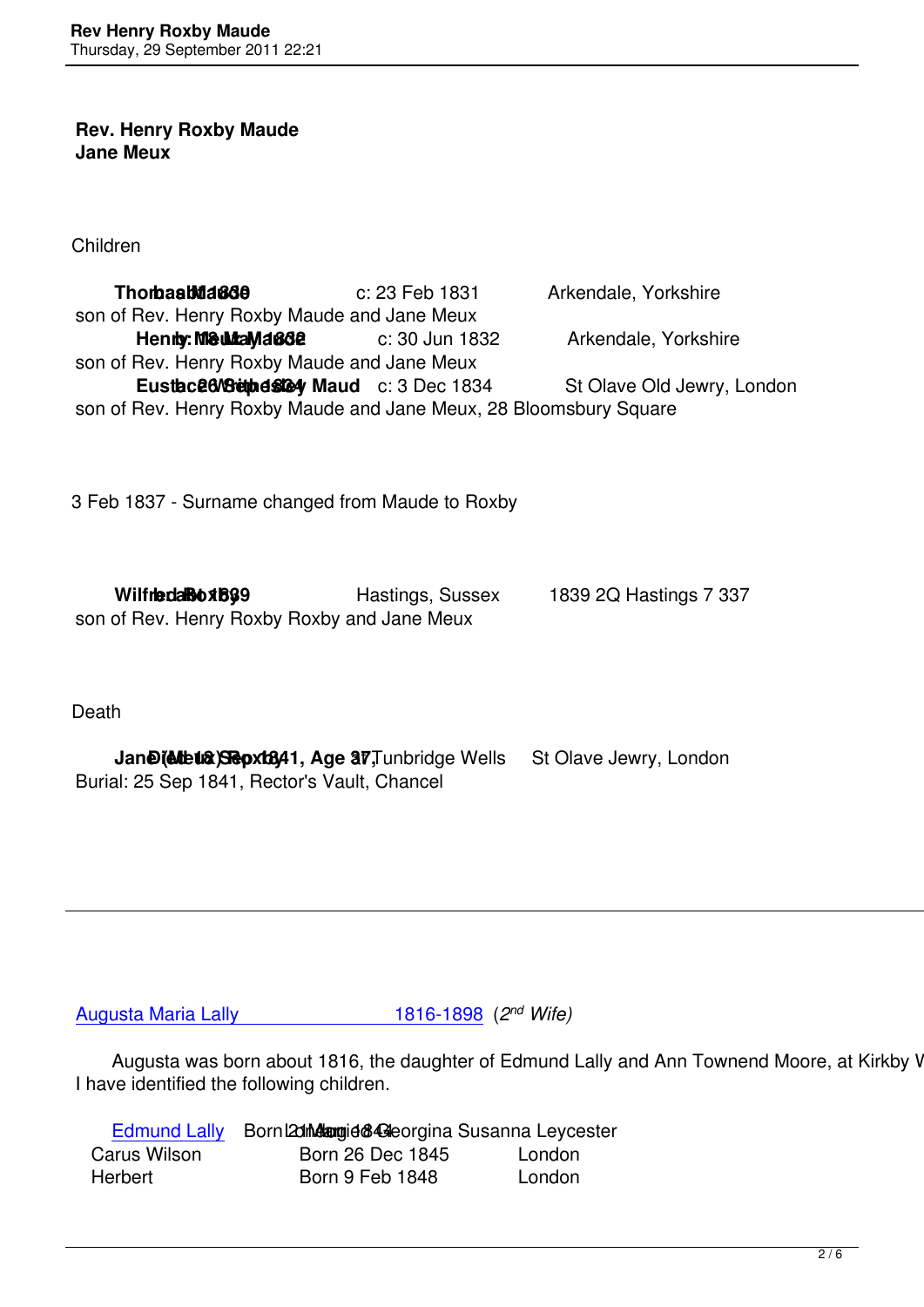**Rev. Henry Roxby Maude**
**Jane Meux**

Children

**Thomas Maude** b: 1830 c: 23 Feb 1831 Arkendale, Yorkshire
son of Rev. Henry Roxby Maude and Jane Meux

**Henry Meux Maude** b: 18 May 1832 c: 30 Jun 1832 Arkendale, Yorkshire
son of Rev. Henry Roxby Maude and Jane Meux

**Eustace Wilberforce Maud** b: 26 Sep 1834 c: 3 Dec 1834 St Olave Old Jewry, London
son of Rev. Henry Roxby Maude and Jane Meux, 28 Bloomsbury Square

3 Feb 1837 - Surname changed from Maude to Roxby

**Wilfred Roxby** b: 1839 Hastings, Sussex 1839 2Q Hastings 7 337
son of Rev. Henry Roxby Roxby and Jane Meux

Death

**Jane (Meux) Roxby** Died: 18 Sep 1841, Age 37, Tunbridge Wells St Olave Jewry, London
Burial: 25 Sep 1841, Rector's Vault, Chancel

---

[Augusta Maria Lally 1816-1898](#) (*2nd Wife*)

Augusta was born about 1816, the daughter of Edmund Lally and Ann Townend Moore, at Kirkby W
I have identified the following children.

[Edmund Lally](#) Born 21 Mar 1844 London Married Georgina Susanna Leycester
Carus Wilson Born 26 Dec 1845 London
Herbert Born 9 Feb 1848 London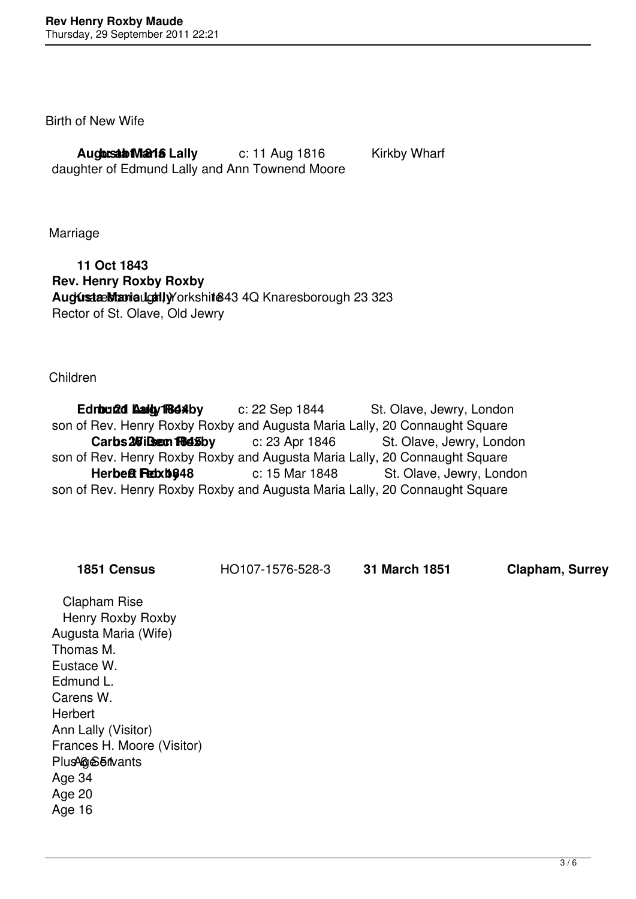Birth of New Wife

**Augusta Maria Lally** b: abt 1816 c: 11 Aug 1816 Kirkby Wharf
daughter of Edmund Lally and Ann Townend Moore

Marriage

**11 Oct 1843**
**Rev. Henry Roxby Roxby**
**Augusta Maria Lally** Knaresborough, Yorkshire 1843 4Q Knaresborough 23 323
Rector of St. Olave, Old Jewry

Children

**Edmund Lally Roxby** b: 21 Aug 1844 c: 22 Sep 1844 St. Olave, Jewry, London
son of Rev. Henry Roxby Roxby and Augusta Maria Lally, 20 Connaught Square
**Carus Wilson Roxby** b: 26 Dec 1845 c: 23 Apr 1846 St. Olave, Jewry, London
son of Rev. Henry Roxby Roxby and Augusta Maria Lally, 20 Connaught Square
**Herbert Roxby** b: 8 Feb 1848 c: 15 Mar 1848 St. Olave, Jewry, London
son of Rev. Henry Roxby Roxby and Augusta Maria Lally, 20 Connaught Square

**1851 Census** HO107-1576-528-3 **31 March 1851** **Clapham, Surrey**

Clapham Rise
Henry Roxby Roxby
Augusta Maria (Wife)
Thomas M.
Eustace W.
Edmund L.
Carens W.
Herbert
Ann Lally (Visitor)
Frances H. Moore (Visitor)
Plus 6 Servants
Age 51
Age 34
Age 20
Age 16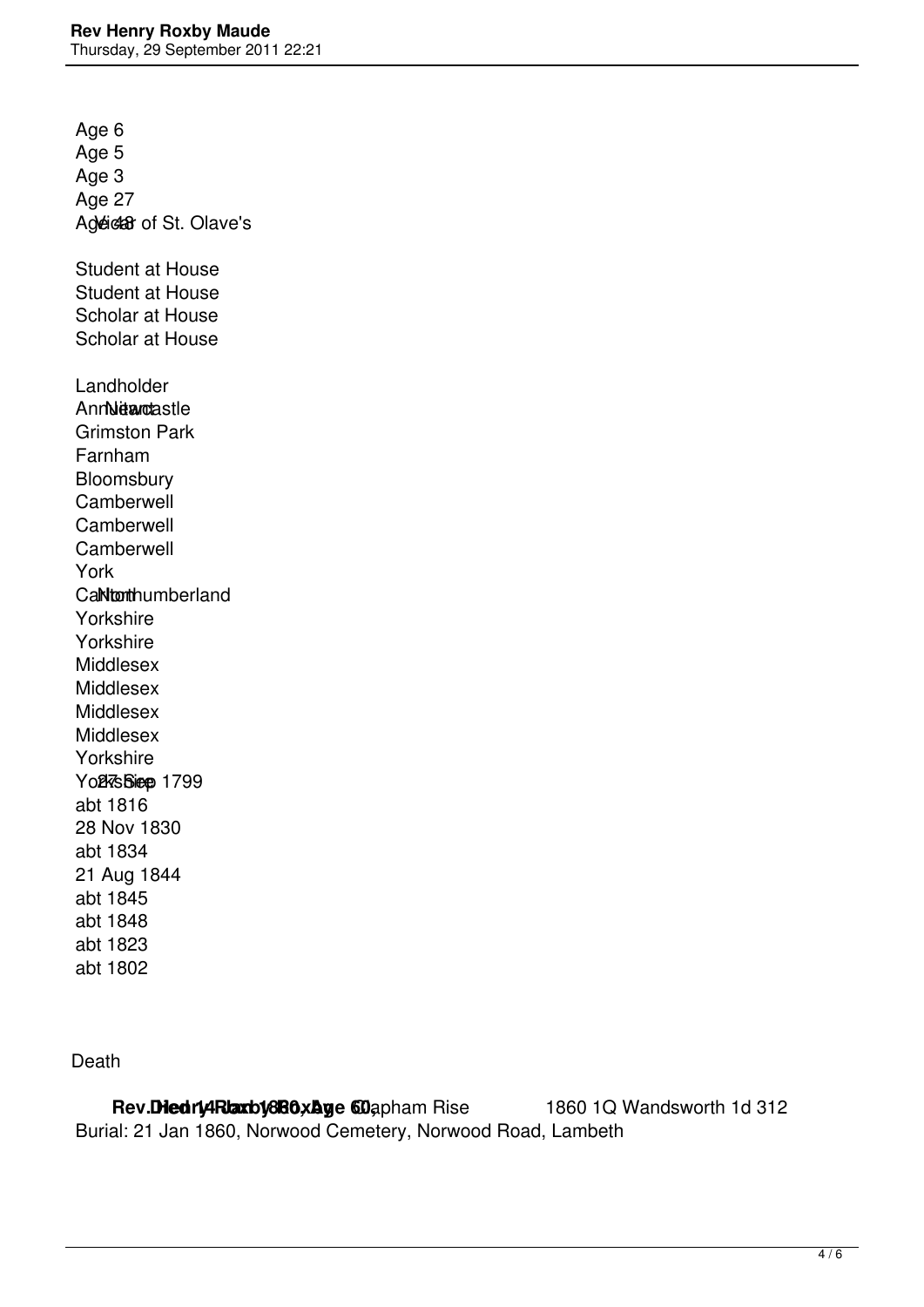Age 6
Age 5
Age 3
Age 27
Age 48 Vicar of St. Olave's

Student at House
Student at House
Scholar at House
Scholar at House

Landholder
Annitland Newcastle
Grimston Park
Farnham
Bloomsbury
Camberwell
Camberwell
Camberwell
York
Canton Northumberland
Yorkshire
Yorkshire
Middlesex
Middlesex
Middlesex
Middlesex
Yorkshire
Yorkshire 27 Sep 1799
abt 1816
28 Nov 1830
abt 1834
21 Aug 1844
abt 1845
abt 1848
abt 1823
abt 1802

Death

**Rev. Henry Roxby Maude** Died 14 Jan 1860, Age 60, Clapham Rise 1860 1Q Wandsworth 1d 312
Burial: 21 Jan 1860, Norwood Cemetery, Norwood Road, Lambeth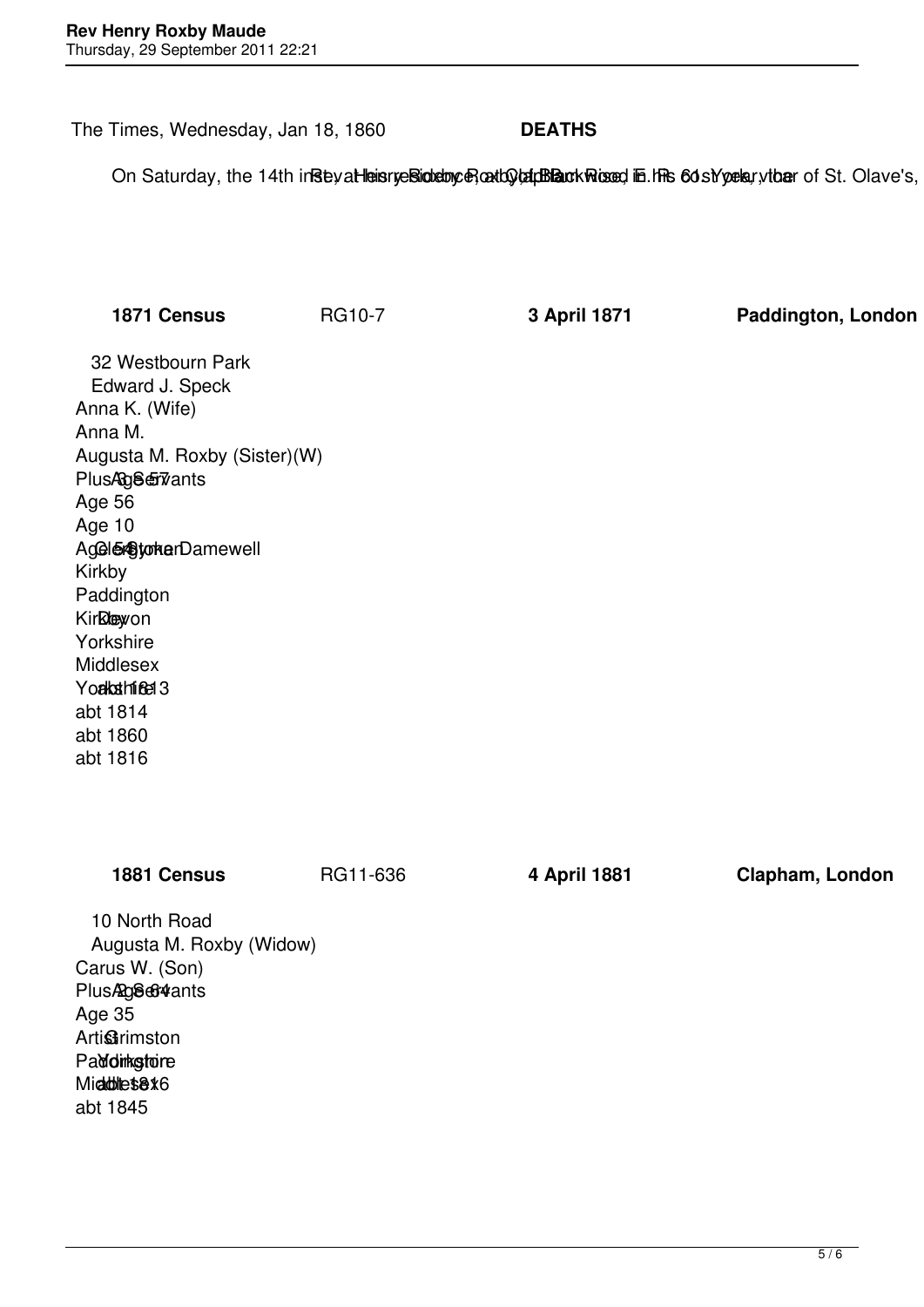The Times, Wednesday, Jan 18, 1860 **DEATHS**

On Saturday, the 14th inst., at his residence, Clapham Rise, the Rev. Henry Roxby, in his 61st year, vicar of St. Olave's,

| **1871 Census** | RG10-7 | **3 April 1871** | **Paddington, London** |
|---|---|---|---|

32 Westbourn Park

| Name | Age | Occupation | Birthplace | County | Born |
|---|---|---|---|---|---|
| Edward J. Speck | Age 57 | Clergyman | Kirkby | Yorkshire | abt 1813 |
| Anna K. (Wife) | Age 56 | | Kirkby | Yorkshire | abt 1814 |
| Anna M. | Age 10 | | Paddington | Middlesex | abt 1860 |
| Augusta M. Roxby (Sister)(W) | Age 54 | | Stoke Damewell | Devon | abt 1816 |

Plus 3 Servants

| **1881 Census** | RG11-636 | **4 April 1881** | **Clapham, London** |
|---|---|---|---|

10 North Road

| Name | Age | Occupation | Birthplace | County | Born |
|---|---|---|---|---|---|
| Augusta M. Roxby (Widow) | Age 64 | | Grimston | Yorkshire | abt 1816 |
| Carus W. (Son) | Age 35 | Artist | Paddington | Middlesex | abt 1845 |

Plus 2 Servants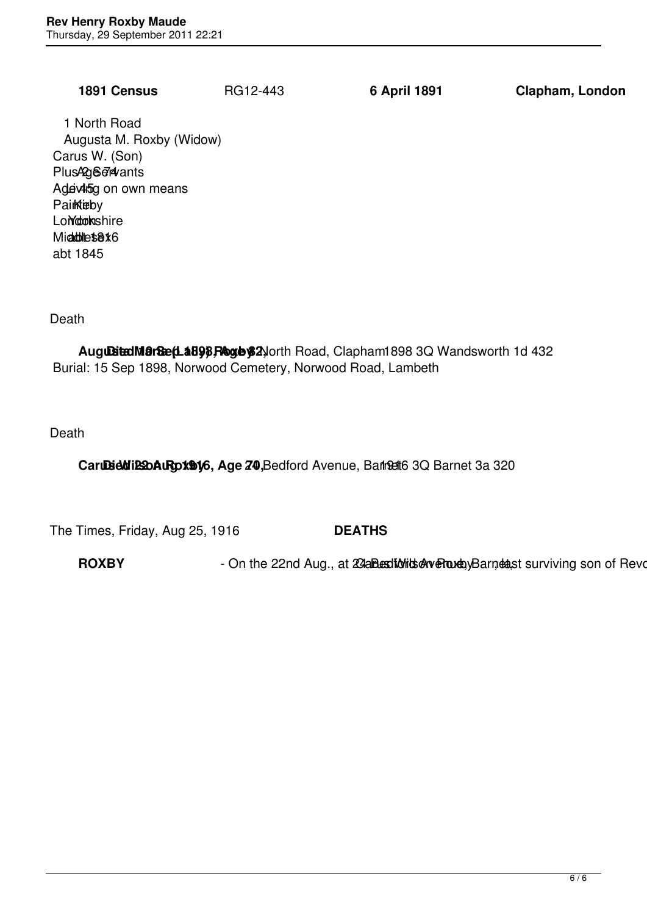| **1891 Census** | RG12-443 | **6 April 1891** | **Clapham, London** | | | |
|---|---|---|---|---|---|---|
| 1 North Road | | | | | | |
| Augusta M. Roxby (Widow) | Age 74 | Living on own means | Kirby | Yorkshire | abt 1816 | |
| Carus W. (Son) | Age 45 | Painter | London | Middlesex | abt 1845 | |
| Plus 2 Servants | | | | | | |

Death

**Augusta Maria L. Roxby, Age 82**, Died 10 Sep 1898, 1 North Road, Clapham, 1898 3Q Wandsworth 1d 432
Burial: 15 Sep 1898, Norwood Cemetery, Norwood Road, Lambeth

Death

**Carus Wilson Roxby, Age 70**, Died 22 Aug 1916, 24 Bedford Avenue, Barnet, 1916 3Q Barnet 3a 320

The Times, Friday, Aug 25, 1916 **DEATHS**

**ROXBY** - On the 22nd Aug., at 24 Bedford Avenue, Barnet, Carus Wilson Roxby, last surviving son of Revd